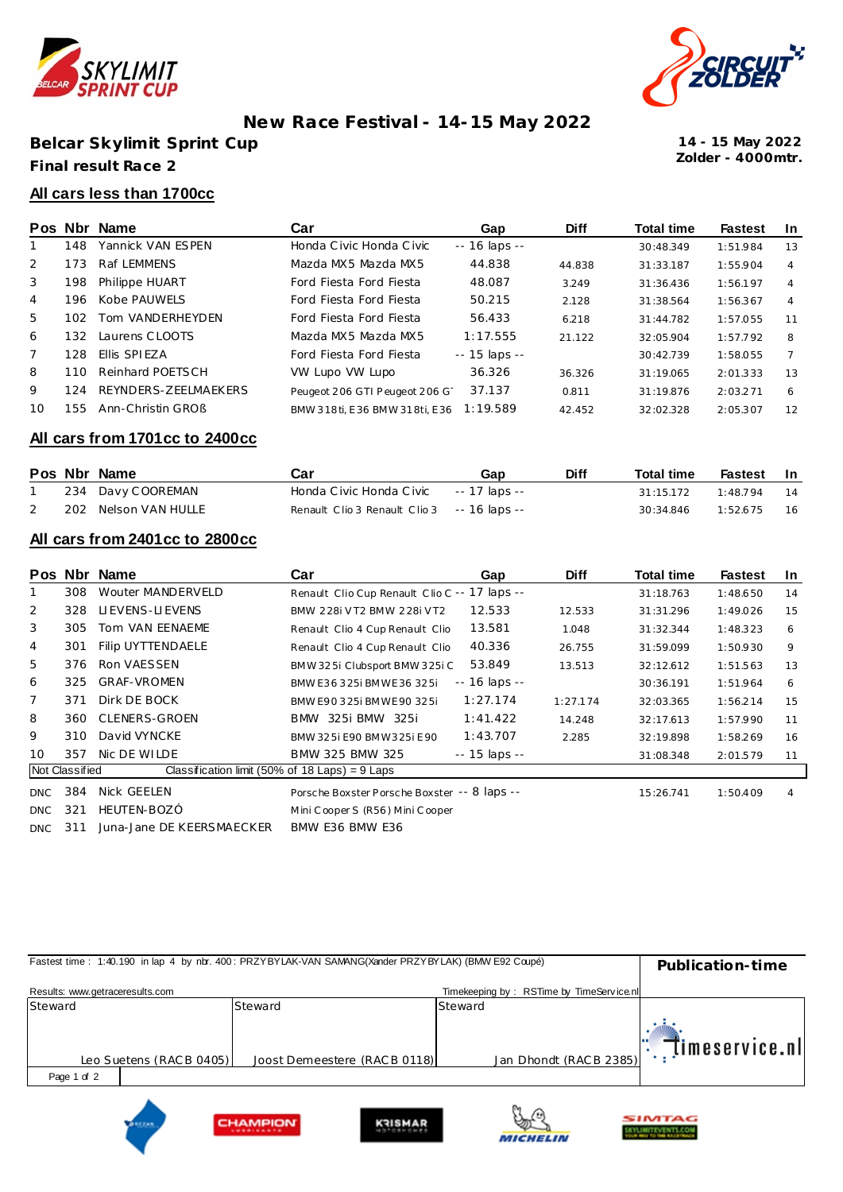# New Race Festival - 14-15 May 2022

## Belcar Skylimit Sprint Cup

**Final result Race 2**

**14 - 15 May 2022**
**Zolder - 4000mtr.**

### All cars less than 1700cc

| Pos | Nbr | Name | Car | Gap | Diff | Total time | Fastest | In |
|---|---|---|---|---|---|---|---|---|
| 1 | 148 | Yannick VAN ESPEN | Honda Civic Honda Civic | -- 16 laps -- | | 30:48.349 | 1:51.984 | 13 |
| 2 | 173 | Raf LEMMENS | Mazda MX5 Mazda MX5 | 44.838 | 44.838 | 31:33.187 | 1:55.904 | 4 |
| 3 | 198 | Philippe HUART | Ford Fiesta Ford Fiesta | 48.087 | 3.249 | 31:36.436 | 1:56.197 | 4 |
| 4 | 196 | Kobe PAUWELS | Ford Fiesta Ford Fiesta | 50.215 | 2.128 | 31:38.564 | 1:56.367 | 4 |
| 5 | 102 | Tom VANDERHEYDEN | Ford Fiesta Ford Fiesta | 56.433 | 6.218 | 31:44.782 | 1:57.055 | 11 |
| 6 | 132 | Laurens CLOOTS | Mazda MX5 Mazda MX5 | 1:17.555 | 21.122 | 32:05.904 | 1:57.792 | 8 |
| 7 | 128 | Ellis SPIEZA | Ford Fiesta Ford Fiesta | -- 15 laps -- | | 30:42.739 | 1:58.055 | 7 |
| 8 | 110 | Reinhard POETSCH | VW Lupo VW Lupo | 36.326 | 36.326 | 31:19.065 | 2:01.333 | 13 |
| 9 | 124 | REYNDERS-ZEELMAEKERS | Peugeot 206 GTI Peugeot 206 G | 37.137 | 0.811 | 31:19.876 | 2:03.271 | 6 |
| 10 | 155 | Ann-Christin GROß | BMW 318ti, E36 BMW 318ti, E36 | 1:19.589 | 42.452 | 32:02.328 | 2:05.307 | 12 |

### All cars from 1701cc to 2400cc

| Pos | Nbr | Name | Car | Gap | Diff | Total time | Fastest | In |
|---|---|---|---|---|---|---|---|---|
| 1 | 234 | Davy COOREMAN | Honda Civic Honda Civic | -- 17 laps -- | | 31:15.172 | 1:48.794 | 14 |
| 2 | 202 | Nelson VAN HULLE | Renault Clio 3 Renault Clio 3 | -- 16 laps -- | | 30:34.846 | 1:52.675 | 16 |

### All cars from 2401cc to 2800cc

| Pos | Nbr | Name | Car | Gap | Diff | Total time | Fastest | In |
|---|---|---|---|---|---|---|---|---|
| 1 | 308 | Wouter MANDERVELD | Renault Clio Cup Renault Clio C | -- 17 laps -- | | 31:18.763 | 1:48.650 | 14 |
| 2 | 328 | LIEVENS-LIEVENS | BMW 228i VT2 BMW 228i VT2 | 12.533 | 12.533 | 31:31.296 | 1:49.026 | 15 |
| 3 | 305 | Tom VAN EENAEME | Renault Clio 4 Cup Renault Clio | 13.581 | 1.048 | 31:32.344 | 1:48.323 | 6 |
| 4 | 301 | Filip UYTTENDAELE | Renault Clio 4 Cup Renault Clio | 40.336 | 26.755 | 31:59.099 | 1:50.930 | 9 |
| 5 | 376 | Ron VAESSEN | BMW 325i Clubsport BMW 325i C | 53.849 | 13.513 | 32:12.612 | 1:51.563 | 13 |
| 6 | 325 | GRAF-VROMEN | BMW E36 325i BMW E36 325i | -- 16 laps -- | | 30:36.191 | 1:51.964 | 6 |
| 7 | 371 | Dirk DE BOCK | BMW E90 325i BMW E90 325i | 1:27.174 | 1:27.174 | 32:03.365 | 1:56.214 | 15 |
| 8 | 360 | CLENERS-GROEN | BMW 325i BMW 325i | 1:41.422 | 14.248 | 32:17.613 | 1:57.990 | 11 |
| 9 | 310 | David VYNCKE | BMW 325i E90 BMW 325i E90 | 1:43.707 | 2.285 | 32:19.898 | 1:58.269 | 16 |
| 10 | 357 | Nic DE WILDE | BMW 325 BMW 325 | -- 15 laps -- | | 31:08.348 | 2:01.579 | 11 |
| Not Classified | | Classification limit (50% of 18 Laps) = 9 Laps | | | | | | |
| DNC | 384 | Nick GEELEN | Porsche Boxster Porsche Boxster | -- 8 laps -- | | 15:26.741 | 1:50.409 | 4 |
| DNC | 321 | HEUTEN-BOZÓ | Mini Cooper S (R56) Mini Cooper | | | | | |
| DNC | 311 | Juna-Jane DE KEERSMAECKER | BMW E36 BMW E36 | | | | | |

Fastest time : 1:40.190 in lap 4 by nbr. 400 : PRZYBYLAK-VAN SAMANG(Xander PRZYBYLAK) (BMW E92 Coupé)

**Publication-time**

Results: www.getraceresults.com

Timekeeping by : RSTime by TimeService.nl

| Steward | Steward | Steward |
|---|---|---|
| Leo Suetens (RACB 0405) | Joost Demeestere (RACB 0118) | Jan Dhondt (RACB 2385) |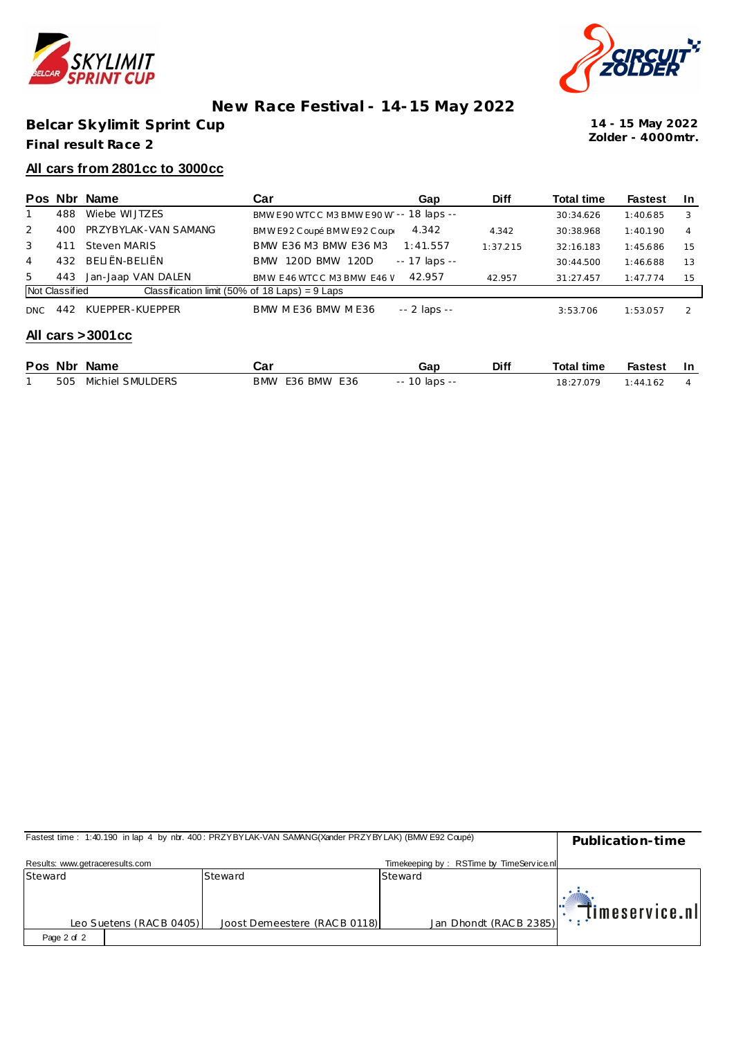# New Race Festival - 14-15 May 2022

## Belcar Skylimit Sprint Cup

**14 - 15 May 2022**
**Zolder - 4000mtr.**

**Final result Race 2**

### All cars from 2801cc to 3000cc

| Pos | Nbr | Name | Car | Gap | Diff | Total time | Fastest | In |
|---|---|---|---|---|---|---|---|---|
| 1 | 488 | Wiebe WIJTZES | BMW E90 WTCC M3 BMW E90 W | -- 18 laps -- | | 30:34.626 | 1:40.685 | 3 |
| 2 | 400 | PRZYBYLAK-VAN SAMANG | BMW E92 Coupé BMW E92 Coupé | 4.342 | 4.342 | 30:38.968 | 1:40.190 | 4 |
| 3 | 411 | Steven MARIS | BMW E36 M3 BMW E36 M3 | 1:41.557 | 1:37.215 | 32:16.183 | 1:45.686 | 15 |
| 4 | 432 | BELIËN-BELIËN | BMW 120D BMW 120D | -- 17 laps -- | | 30:44.500 | 1:46.688 | 13 |
| 5 | 443 | Jan-Jaap VAN DALEN | BMW E46 WTCC M3 BMW E46 V | 42.957 | 42.957 | 31:27.457 | 1:47.774 | 15 |
| Not Classified | | Classification limit (50% of 18 Laps) = 9 Laps | | | | | | |
| DNC | 442 | KUEPPER-KUEPPER | BMW M E36 BMW M E36 | -- 2 laps -- | | 3:53.706 | 1:53.057 | 2 |

### All cars >3001cc

| Pos | Nbr | Name | Car | Gap | Diff | Total time | Fastest | In |
|---|---|---|---|---|---|---|---|---|
| 1 | 505 | Michiel SMULDERS | BMW E36 BMW E36 | -- 10 laps -- | | 18:27.079 | 1:44.162 | 4 |

Fastest time : 1:40.190 in lap 4 by nbr. 400 : PRZYBYLAK-VAN SAMANG(Xander PRZYBYLAK) (BMW E92 Coupé)

**Publication-time**

Results: www.getraceresults.com

Timekeeping by : RSTime by TimeService.nl

| Steward | Steward | Steward |
|---|---|---|
| Leo Suetens (RACB 0405) | Joost Demeestere (RACB 0118) | Jan Dhondt (RACB 2385) |

timeservice.nl